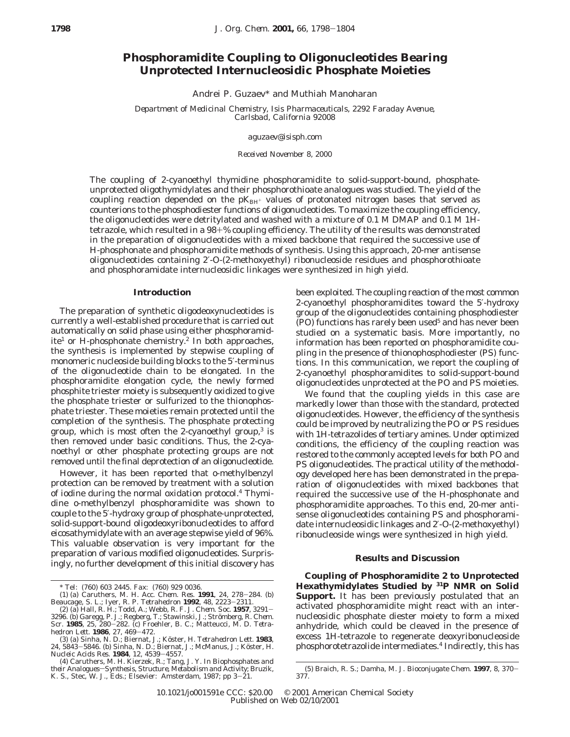# Phosphoramidite Coupling to Oligonucleotides Bearing Unprotected Internucleosidic Phosphate Moieties

Andrei P. Guzaev* and Muthiah Manoharan

*Department of Medicinal Chemistry, Isis Pharmaceuticals, 2292 Faraday Avenue, Carlsbad, California 92008*

aguzaev@isisph.com

*Received November 8, 2000*

The coupling of 2-cyanoethyl thymidine phosphoramidite to solid-support-bound, phosphate-unprotected oligothymidylates and their phosphorothioate analogues was studied. The yield of the coupling reaction depended on the $pK_{BH^+}$ values of protonated nitrogen bases that served as counterions to the phosphodiester functions of oligonucleotides. To maximize the coupling efficiency, the oligonucleotides were detritylated and washed with a mixture of 0.1 M DMAP and 0.1 M 1H-tetrazole, which resulted in a 98+% coupling efficiency. The utility of the results was demonstrated in the preparation of oligonucleotides with a mixed backbone that required the successive use of H-phosphonate and phosphoramidite methods of synthesis. Using this approach, 20-mer antisense oligonucleotides containing 2′-O-(2-methoxyethyl) ribonucleoside residues and phosphorothioate and phosphoramidate internucleosidic linkages were synthesized in high yield.

## Introduction

The preparation of synthetic oligodeoxynucleotides is currently a well-established procedure that is carried out automatically on solid phase using either phosphoramidite[1] or H-phosphonate chemistry.[2] In both approaches, the synthesis is implemented by stepwise coupling of monomeric nucleoside building blocks to the 5′-terminus of the oligonucleotide chain to be elongated. In the phosphoramidite elongation cycle, the newly formed phosphite triester moiety is subsequently oxidized to give the phosphate triester or sulfurized to the thionophosphate triester. These moieties remain protected until the completion of the synthesis. The phosphate protecting group, which is most often the 2-cyanoethyl group,[3] is then removed under basic conditions. Thus, the 2-cyanoethyl or other phosphate protecting groups are not removed until the final deprotection of an oligonucleotide.

However, it has been reported that o-methylbenzyl protection can be removed by treatment with a solution of iodine during the normal oxidation protocol.[4] Thymidine o-methylbenzyl phosphoramidite was shown to couple to the 5′-hydroxy group of phosphate-unprotected, solid-support-bound oligodeoxyribonucleotides to afford eicosathymidylate with an average stepwise yield of 96%. This valuable observation is very important for the preparation of various modified oligonucleotides. Surprisingly, no further development of this initial discovery has been exploited. The coupling reaction of the most common 2-cyanoethyl phosphoramidites toward the 5′-hydroxy group of the oligonucleotides containing phosphodiester (PO) functions has rarely been used[5] and has never been studied on a systematic basis. More importantly, no information has been reported on phosphoramidite coupling in the presence of thionophosphodiester (PS) functions. In this communication, we report the coupling of 2-cyanoethyl phosphoramidites to solid-support-bound oligonucleotides unprotected at the PO and PS moieties.

We found that the coupling yields in this case are markedly lower than those with the standard, protected oligonucleotides. However, the efficiency of the synthesis could be improved by neutralizing the PO or PS residues with 1H-tetrazolides of tertiary amines. Under optimized conditions, the efficiency of the coupling reaction was restored to the commonly accepted levels for both PO and PS oligonucleotides. The practical utility of the methodology developed here has been demonstrated in the preparation of oligonucleotides with mixed backbones that required the successive use of the H-phosphonate and phosphoramidite approaches. To this end, 20-mer antisense oligonucleotides containing PS and phosphoramidate internucleosidic linkages and 2′-O-(2-methoxyethyl) ribonucleoside wings were synthesized in high yield.

## Results and Discussion

**Coupling of Phosphoramidite 2 to Unprotected Hexathymidylates Studied by $^{31}$P NMR on Solid Support.** It has been previously postulated that an activated phosphoramidite might react with an internucleosidic phosphate diester moiety to form a mixed anhydride, which could be cleaved in the presence of excess 1H-tetrazole to regenerate deoxyribonucleoside phosphorotetrazolide intermediates.[4] Indirectly, this has

---

\* Tel: (760) 603 2445. Fax: (760) 929 0036.

(1) (a) Caruthers, M. H. *Acc. Chem. Res.* **1991**, 24, 278–284. (b) Beaucage, S. L.; Iyer, R. P. *Tetrahedron* **1992**, 48, 2223–2311.

(2) (a) Hall, R. H.; Todd, A.; Webb, R. F. *J. Chem. Soc.* **1957**, 3291–3296. (b) Garegg, P. J.; Regberg, T.; Stawinski, J.; Strömberg, R. *Chem. Scr.* **1985**, 25, 280–282. (c) Froehler, B. C.; Matteucci, M. D. *Tetrahedron Lett.* **1986**, 27, 469–472.

(3) (a) Sinha, N. D.; Biernat, J.; Köster, H. *Tetrahedron Lett.* **1983**, 24, 5843–5846. (b) Sinha, N. D.; Biernat, J.; McManus, J.; Köster, H. *Nucleic Acids Res.* **1984**, 12, 4539–4557.

(4) Caruthers, M. H. Kierzek, R.; Tang, J. Y. In *Biophosphates and their Analogues—Synthesis, Structure, Metabolism and Activity*; Bruzik, K. S., Stec, W. J., Eds.; Elsevier: Amsterdam, 1987; pp 3–21.

(5) Braich, R. S.; Damha, M. J. *Bioconjugate Chem.* **1997**, 8, 370–377.

10.1021/jo001591e CCC: \$20.00 © 2001 American Chemical Society
Published on Web 02/10/2001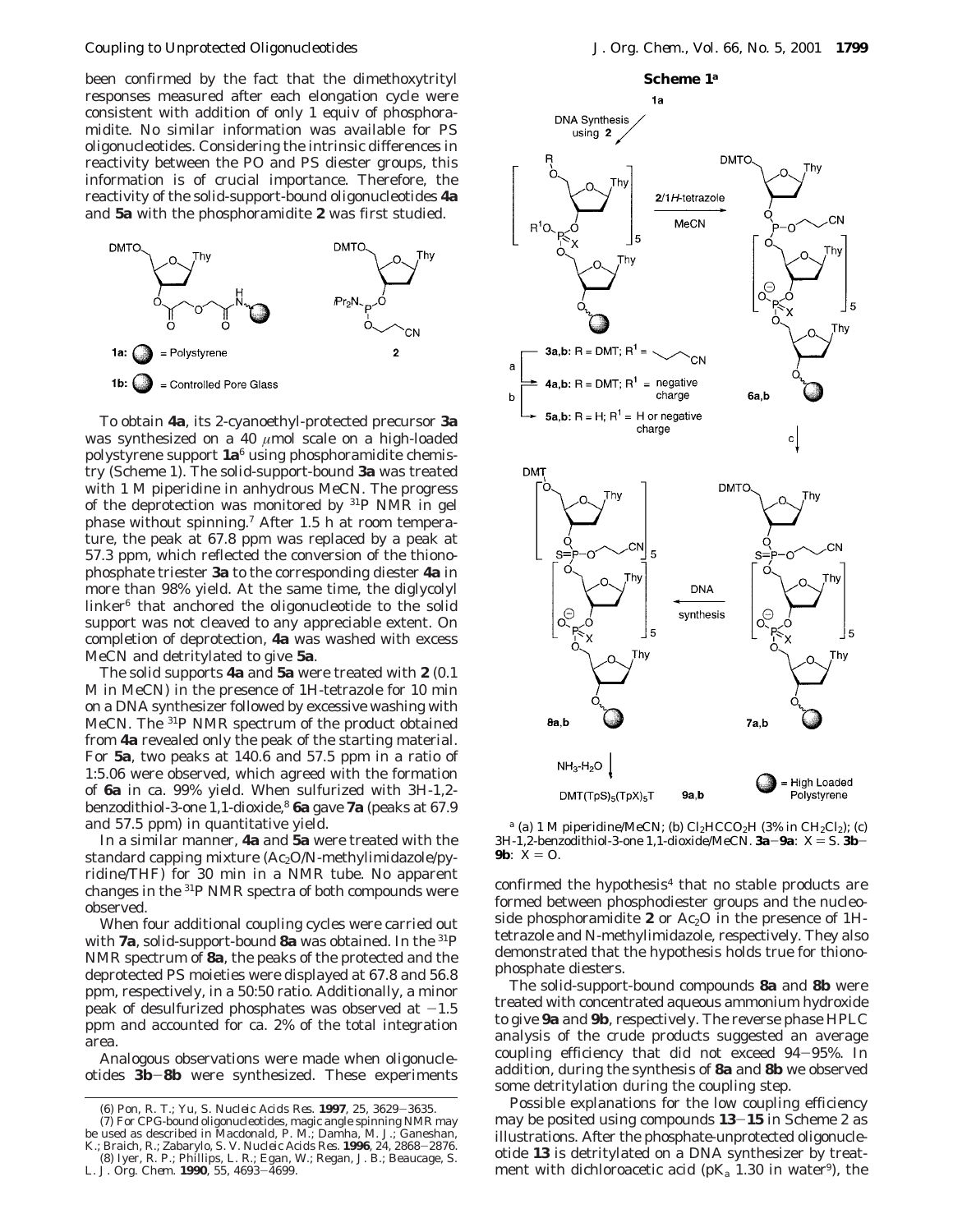been confirmed by the fact that the dimethoxytrityl responses measured after each elongation cycle were consistent with addition of only 1 equiv of phosphoramidite. No similar information was available for PS oligonucleotides. Considering the intrinsic differences in reactivity between the PO and PS diester groups, this information is of crucial importance. Therefore, the reactivity of the solid-support-bound oligonucleotides **4a** and **5a** with the phosphoramidite **2** was first studied.

To obtain **4a**, its 2-cyanoethyl-protected precursor **3a** was synthesized on a 40 $\mu$mol scale on a high-loaded polystyrene support **1a**[6] using phosphoramidite chemistry (Scheme 1). The solid-support-bound **3a** was treated with 1 M piperidine in anhydrous MeCN. The progress of the deprotection was monitored by $^{31}$P NMR in gel phase without spinning.[7] After 1.5 h at room temperature, the peak at 67.8 ppm was replaced by a peak at 57.3 ppm, which reflected the conversion of the thionophosphate triester **3a** to the corresponding diester **4a** in more than 98% yield. At the same time, the diglycolyl linker[6] that anchored the oligonucleotide to the solid support was not cleaved to any appreciable extent. On completion of deprotection, **4a** was washed with excess MeCN and detritylated to give **5a**.

The solid supports **4a** and **5a** were treated with **2** (0.1 M in MeCN) in the presence of 1H-tetrazole for 10 min on a DNA synthesizer followed by excessive washing with MeCN. The $^{31}$P NMR spectrum of the product obtained from **4a** revealed only the peak of the starting material. For **5a**, two peaks at 140.6 and 57.5 ppm in a ratio of 1:5.06 were observed, which agreed with the formation of **6a** in ca. 99% yield. When sulfurized with 3H-1,2-benzodithiol-3-one 1,1-dioxide,[8] **6a** gave **7a** (peaks at 67.9 and 57.5 ppm) in quantitative yield.

In a similar manner, **4a** and **5a** were treated with the standard capping mixture ($Ac_2O$/N-methylimidazole/pyridine/THF) for 30 min in a NMR tube. No apparent changes in the $^{31}$P NMR spectra of both compounds were observed.

When four additional coupling cycles were carried out with **7a**, solid-support-bound **8a** was obtained. In the $^{31}$P NMR spectrum of **8a**, the peaks of the protected and the deprotected PS moieties were displayed at 67.8 and 56.8 ppm, respectively, in a 50:50 ratio. Additionally, a minor peak of desulfurized phosphates was observed at −1.5 ppm and accounted for ca. 2% of the total integration area.

Analogous observations were made when oligonucleotides **3b**−**8b** were synthesized. These experiments confirmed the hypothesis[4] that no stable products are formed between phosphodiester groups and the nucleoside phosphoramidite **2** or $Ac_2O$ in the presence of 1H-tetrazole and N-methylimidazole, respectively. They also demonstrated that the hypothesis holds true for thionophosphate diesters.

**Scheme 1**[a]

[a] (a) 1 M piperidine/MeCN; (b) $Cl_2HCCO_2H$ (3% in $CH_2Cl_2$); (c) 3H-1,2-benzodithiol-3-one 1,1-dioxide/MeCN. **3a**−**9a**: X = S. **3b**−**9b**: X = O.

The solid-support-bound compounds **8a** and **8b** were treated with concentrated aqueous ammonium hydroxide to give **9a** and **9b**, respectively. The reverse phase HPLC analysis of the crude products suggested an average coupling efficiency that did not exceed 94−95%. In addition, during the synthesis of **8a** and **8b** we observed some detritylation during the coupling step.

Possible explanations for the low coupling efficiency may be posited using compounds **13**−**15** in Scheme 2 as illustrations. After the phosphate-unprotected oligonucleotide **13** is detritylated on a DNA synthesizer by treatment with dichloroacetic acid (p$K_a$ 1.30 in water[9]), the

(6) Pon, R. T.; Yu, S. *Nucleic Acids Res.* **1997**, 25, 3629−3635.
(7) For CPG-bound oligonucleotides, magic angle spinning NMR may be used as described in Macdonald, P. M.; Damha, M. J.; Ganeshan, K.; Braich, R.; Zabarylo, S. V. *Nucleic Acids Res.* **1996**, 24, 2868−2876.
(8) Iyer, R. P.; Phillips, L. R.; Egan, W.; Regan, J. B.; Beaucage, S. L. *J. Org. Chem.* **1990**, 55, 4693−4699.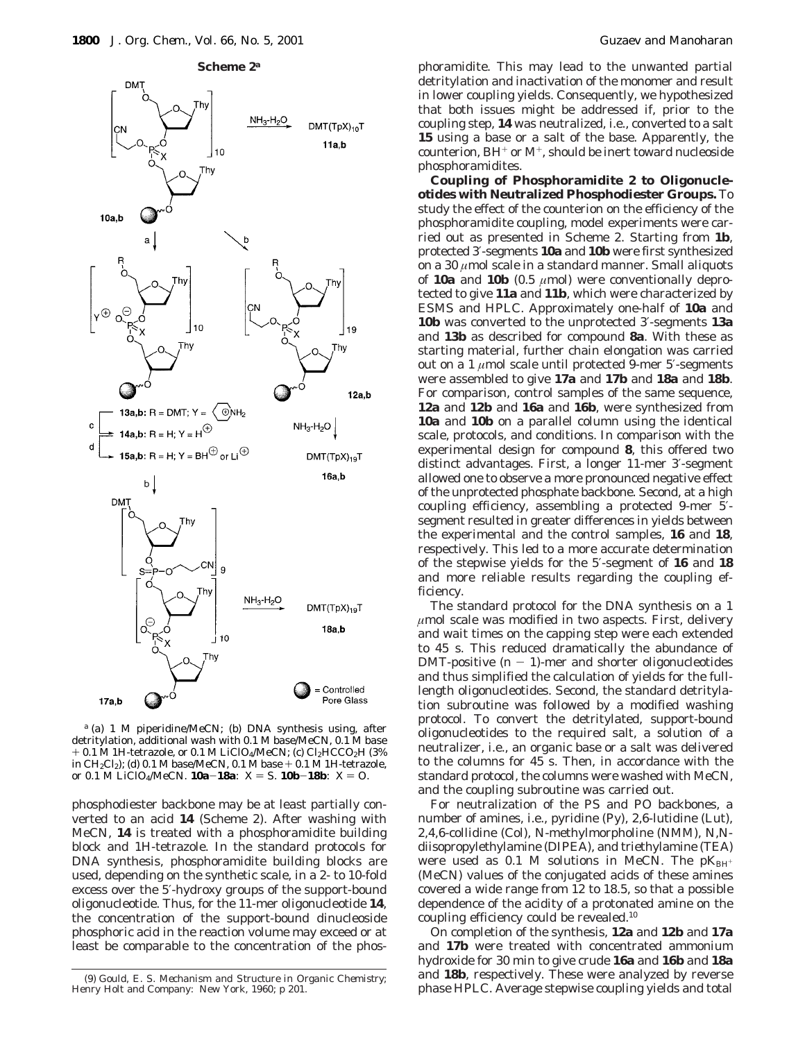**Scheme 2**[a]

[a] (a) 1 M piperidine/MeCN; (b) DNA synthesis using, after detritylation, additional wash with 0.1 M base/MeCN, 0.1 M base + 0.1 M 1H-tetrazole, or 0.1 M $LiClO_4$/MeCN; (c) $Cl_2HCCO_2H$ (3% in $CH_2Cl_2$); (d) 0.1 M base/MeCN, 0.1 M base + 0.1 M 1H-tetrazole, or 0.1 M $LiClO_4$/MeCN. **10a**–**18a**: X = S. **10b**–**18b**: X = O.

phosphodiester backbone may be at least partially converted to an acid **14** (Scheme 2). After washing with MeCN, **14** is treated with a phosphoramidite building block and 1H-tetrazole. In the standard protocols for DNA synthesis, phosphoramidite building blocks are used, depending on the synthetic scale, in a 2- to 10-fold excess over the 5′-hydroxy groups of the support-bound oligonucleotide. Thus, for the 11-mer oligonucleotide **14**, the concentration of the support-bound dinucleoside phosphoric acid in the reaction volume may exceed or at least be comparable to the concentration of the phosphoramidite. This may lead to the unwanted partial detritylation and inactivation of the monomer and result in lower coupling yields. Consequently, we hypothesized that both issues might be addressed if, prior to the coupling step, **14** was neutralized, i.e., converted to a salt **15** using a base or a salt of the base. Apparently, the counterion, $BH^+$ or $M^+$, should be inert toward nucleoside phosphoramidites.

**Coupling of Phosphoramidite 2 to Oligonucleotides with Neutralized Phosphodiester Groups.** To study the effect of the counterion on the efficiency of the phosphoramidite coupling, model experiments were carried out as presented in Scheme 2. Starting from **1b**, protected 3′-segments **10a** and **10b** were first synthesized on a 30 μmol scale in a standard manner. Small aliquots of **10a** and **10b** (0.5 μmol) were conventionally deprotected to give **11a** and **11b**, which were characterized by ESMS and HPLC. Approximately one-half of **10a** and **10b** was converted to the unprotected 3′-segments **13a** and **13b** as described for compound **8a**. With these as starting material, further chain elongation was carried out on a 1 μmol scale until protected 9-mer 5′-segments were assembled to give **17a** and **17b** and **18a** and **18b**. For comparison, control samples of the same sequence, **12a** and **12b** and **16a** and **16b**, were synthesized from **10a** and **10b** on a parallel column using the identical scale, protocols, and conditions. In comparison with the experimental design for compound **8**, this offered two distinct advantages. First, a longer 11-mer 3′-segment allowed one to observe a more pronounced negative effect of the unprotected phosphate backbone. Second, at a high coupling efficiency, assembling a protected 9-mer 5′-segment resulted in greater differences in yields between the experimental and the control samples, **16** and **18**, respectively. This led to a more accurate determination of the stepwise yields for the 5′-segment of **16** and **18** and more reliable results regarding the coupling efficiency.

The standard protocol for the DNA synthesis on a 1 μmol scale was modified in two aspects. First, delivery and wait times on the capping step were each extended to 45 s. This reduced dramatically the abundance of DMT-positive (n − 1)-mer and shorter oligonucleotides and thus simplified the calculation of yields for the full-length oligonucleotides. Second, the standard detritylation subroutine was followed by a modified washing protocol. To convert the detritylated, support-bound oligonucleotides to the required salt, a solution of a neutralizer, i.e., an organic base or a salt was delivered to the columns for 45 s. Then, in accordance with the standard protocol, the columns were washed with MeCN, and the coupling subroutine was carried out.

For neutralization of the PS and PO backbones, a number of amines, i.e., pyridine (Py), 2,6-lutidine (Lut), 2,4,6-collidine (Col), N-methylmorpholine (NMM), N,N-diisopropylethylamine (DIPEA), and triethylamine (TEA) were used as 0.1 M solutions in MeCN. The $pK_{BH^+}$ (MeCN) values of the conjugated acids of these amines covered a wide range from 12 to 18.5, so that a possible dependence of the acidity of a protonated amine on the coupling efficiency could be revealed.[10]

On completion of the synthesis, **12a** and **12b** and **17a** and **17b** were treated with concentrated ammonium hydroxide for 30 min to give crude **16a** and **16b** and **18a** and **18b**, respectively. These were analyzed by reverse phase HPLC. Average stepwise coupling yields and total

(9) Gould, E. S. Mechanism and Structure in Organic Chemistry; Henry Holt and Company: New York, 1960; p 201.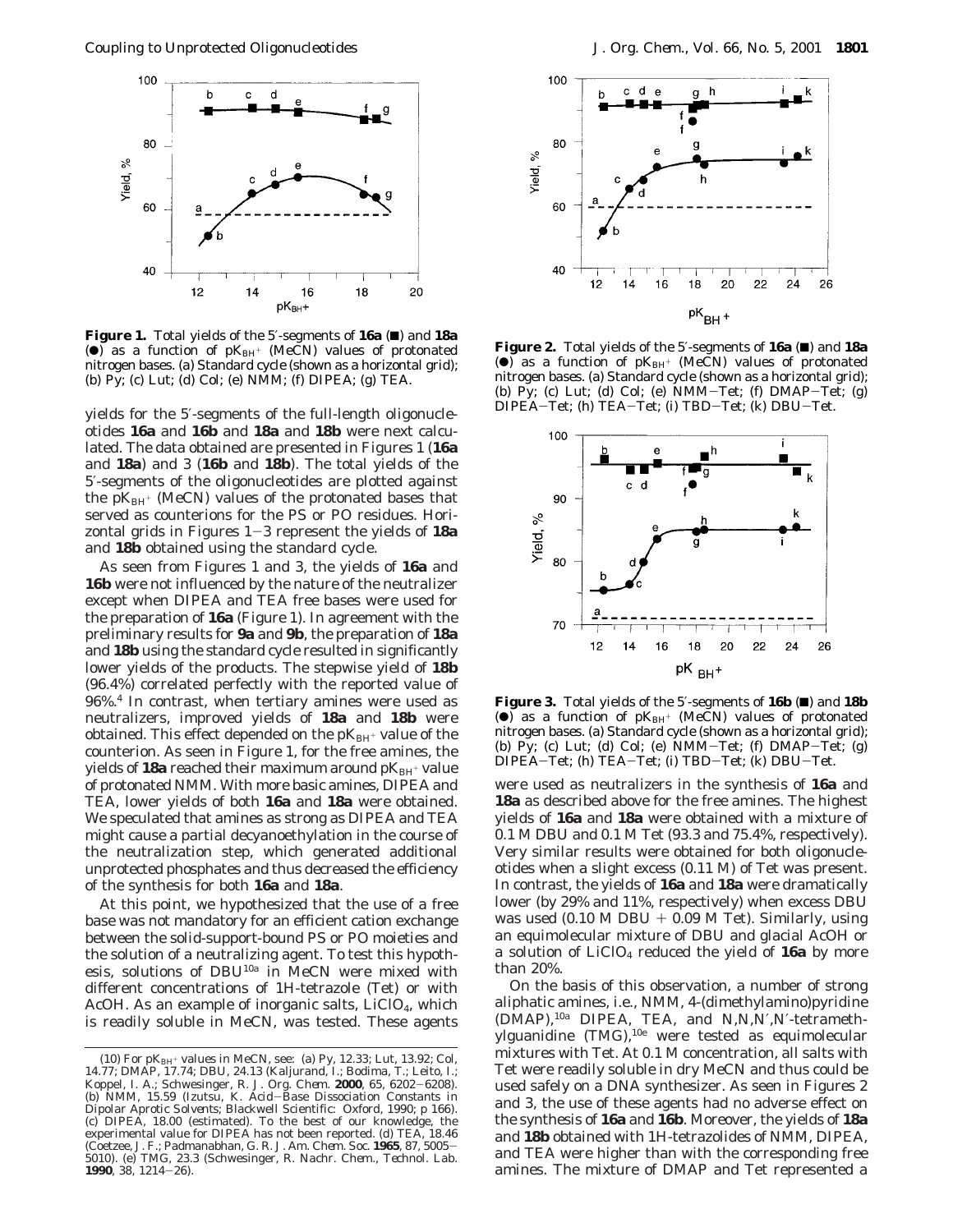**Figure 1.** Total yields of the 5′-segments of **16a** (■) and **18a** (●) as a function of $pK_{BH^+}$ (MeCN) values of protonated nitrogen bases. (a) Standard cycle (shown as a horizontal grid); (b) Py; (c) Lut; (d) Col; (e) NMM; (f) DIPEA; (g) TEA.

yields for the 5′-segments of the full-length oligonucleotides **16a** and **16b** and **18a** and **18b** were next calculated. The data obtained are presented in Figures 1 (**16a** and **18a**) and 3 (**16b** and **18b**). The total yields of the 5′-segments of the oligonucleotides are plotted against the $pK_{BH^+}$ (MeCN) values of the protonated bases that served as counterions for the PS or PO residues. Horizontal grids in Figures 1–3 represent the yields of **18a** and **18b** obtained using the standard cycle.

As seen from Figures 1 and 3, the yields of **16a** and **16b** were not influenced by the nature of the neutralizer except when DIPEA and TEA free bases were used for the preparation of **16a** (Figure 1). In agreement with the preliminary results for **9a** and **9b**, the preparation of **18a** and **18b** using the standard cycle resulted in significantly lower yields of the products. The stepwise yield of **18b** (96.4%) correlated perfectly with the reported value of 96%.[4] In contrast, when tertiary amines were used as neutralizers, improved yields of **18a** and **18b** were obtained. This effect depended on the $pK_{BH^+}$ value of the counterion. As seen in Figure 1, for the free amines, the yields of **18a** reached their maximum around $pK_{BH^+}$ value of protonated NMM. With more basic amines, DIPEA and TEA, lower yields of both **16a** and **18a** were obtained. We speculated that amines as strong as DIPEA and TEA might cause a partial decyanoethylation in the course of the neutralization step, which generated additional unprotected phosphates and thus decreased the efficiency of the synthesis for both **16a** and **18a**.

At this point, we hypothesized that the use of a free base was not mandatory for an efficient cation exchange between the solid-support-bound PS or PO moieties and the solution of a neutralizing agent. To test this hypothesis, solutions of DBU[10a] in MeCN were mixed with different concentrations of 1H-tetrazole (Tet) or with AcOH. As an example of inorganic salts, $LiClO_4$, which is readily soluble in MeCN, was tested. These agents were used as neutralizers in the synthesis of **16a** and **18a** as described above for the free amines. The highest yields of **16a** and **18a** were obtained with a mixture of 0.1 M DBU and 0.1 M Tet (93.3 and 75.4%, respectively). Very similar results were obtained for both oligonucleotides when a slight excess (0.11 M) of Tet was present. In contrast, the yields of **16a** and **18a** were dramatically lower (by 29% and 11%, respectively) when excess DBU was used (0.10 M DBU + 0.09 M Tet). Similarly, using an equimolecular mixture of DBU and glacial AcOH or a solution of $LiClO_4$ reduced the yield of **16a** by more than 20%.

On the basis of this observation, a number of strong aliphatic amines, i.e., NMM, 4-(dimethylamino)pyridine (DMAP),[10a] DIPEA, TEA, and N,N,N′,N′-tetramethylguanidine (TMG),[10e] were tested as equimolecular mixtures with Tet. At 0.1 M concentration, all salts with Tet were readily soluble in dry MeCN and thus could be used safely on a DNA synthesizer. As seen in Figures 2 and 3, the use of these agents had no adverse effect on the synthesis of **16a** and **16b**. Moreover, the yields of **18a** and **18b** obtained with 1H-tetrazolides of NMM, DIPEA, and TEA were higher than with the corresponding free amines. The mixture of DMAP and Tet represented a

**Figure 2.** Total yields of the 5′-segments of **16a** (■) and **18a** (●) as a function of $pK_{BH^+}$ (MeCN) values of protonated nitrogen bases. (a) Standard cycle (shown as a horizontal grid); (b) Py; (c) Lut; (d) Col; (e) NMM–Tet; (f) DMAP–Tet; (g) DIPEA–Tet; (h) TEA–Tet; (i) TBD–Tet; (k) DBU–Tet.

**Figure 3.** Total yields of the 5′-segments of **16b** (■) and **18b** (●) as a function of $pK_{BH^+}$ (MeCN) values of protonated nitrogen bases. (a) Standard cycle (shown as a horizontal grid); (b) Py; (c) Lut; (d) Col; (e) NMM–Tet; (f) DMAP–Tet; (g) DIPEA–Tet; (h) TEA–Tet; (i) TBD–Tet; (k) DBU–Tet.

(10) For $pK_{BH^+}$ values in MeCN, see: (a) Py, 12.33; Lut, 13.92; Col, 14.77; DMAP, 17.74; DBU, 24.13 (Kaljurand, I.; Rodima, T.; Leito, I.; Koppel, I. A.; Schwesinger, R. *J. Org. Chem.* **2000**, *65*, 6202–6208). (b) NMM, 15.59 (Izutsu, K. *Acid–Base Dissociation Constants in Dipolar Aprotic Solvents*; Blackwell Scientific: Oxford, 1990; p 166). (c) DIPEA, 18.00 (estimated). To the best of our knowledge, the experimental value for DIPEA has not been reported. (d) TEA, 18.46 (Coetzee, J. F.; Padmanabhan, G. R. *J. Am. Chem. Soc.* **1965**, *87*, 5005–5010). (e) TMG, 23.3 (Schwesinger, R. *Nachr. Chem., Technol. Lab.* **1990**, *38*, 1214–26).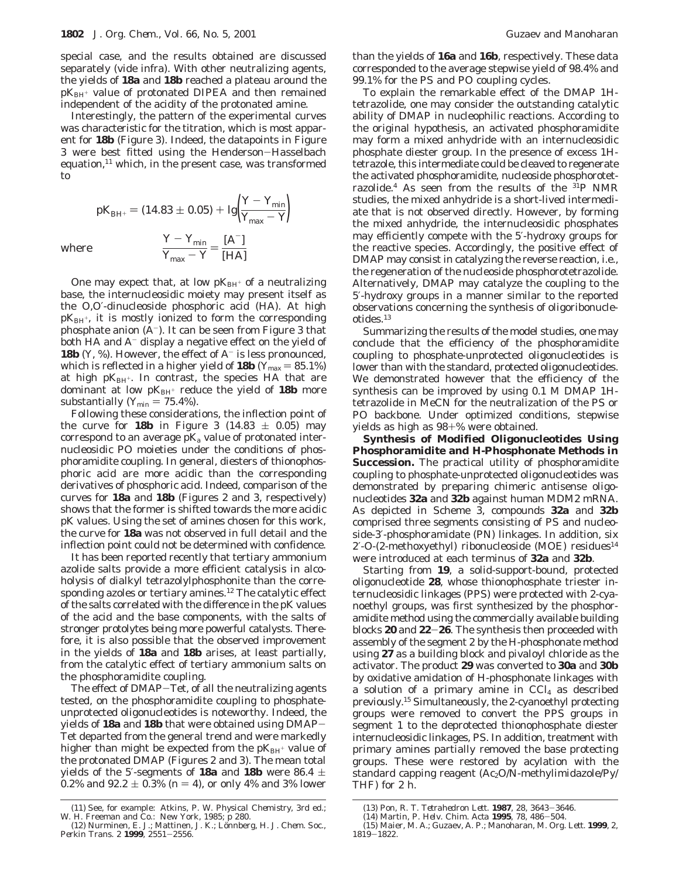special case, and the results obtained are discussed separately (vide infra). With other neutralizing agents, the yields of **18a** and **18b** reached a plateau around the $pK_{BH^+}$ value of protonated DIPEA and then remained independent of the acidity of the protonated amine.

Interestingly, the pattern of the experimental curves was characteristic for the titration, which is most apparent for **18b** (Figure 3). Indeed, the datapoints in Figure 3 were best fitted using the Henderson–Hasselbach equation,[11] which, in the present case, was transformed to

$$pK_{BH^+} = (14.83 \pm 0.05) + \lg\left(\frac{Y - Y_{min}}{Y_{max} - Y}\right)$$

where

$$\frac{Y - Y_{min}}{Y_{max} - Y} = \frac{[A^-]}{[HA]}$$

One may expect that, at low $pK_{BH^+}$ of a neutralizing base, the internucleosidic moiety may present itself as the O,O′-dinucleoside phosphoric acid (HA). At high $pK_{BH^+}$, it is mostly ionized to form the corresponding phosphate anion ($A^-$). It can be seen from Figure 3 that both HA and $A^-$ display a negative effect on the yield of **18b** (Y, %). However, the effect of $A^-$ is less pronounced, which is reflected in a higher yield of **18b** ($Y_{max}$ = 85.1%) at high $pK_{BH^+}$. In contrast, the species HA that are dominant at low $pK_{BH^+}$ reduce the yield of **18b** more substantially ($Y_{min}$ = 75.4%).

Following these considerations, the inflection point of the curve for **18b** in Figure 3 (14.83 ± 0.05) may correspond to an average $pK_a$ value of protonated internucleosidic PO moieties under the conditions of phosphoramidite coupling. In general, diesters of thionophosphoric acid are more acidic than the corresponding derivatives of phosphoric acid. Indeed, comparison of the curves for **18a** and **18b** (Figures 2 and 3, respectively) shows that the former is shifted towards the more acidic pK values. Using the set of amines chosen for this work, the curve for **18a** was not observed in full detail and the inflection point could not be determined with confidence.

It has been reported recently that tertiary ammonium azolide salts provide a more efficient catalysis in alcoholysis of dialkyl tetrazolylphosphonite than the corresponding azoles or tertiary amines.[12] The catalytic effect of the salts correlated with the difference in the pK values of the acid and the base components, with the salts of stronger protolytes being more powerful catalysts. Therefore, it is also possible that the observed improvement in the yields of **18a** and **18b** arises, at least partially, from the catalytic effect of tertiary ammonium salts on the phosphoramidite coupling.

The effect of DMAP–Tet, of all the neutralizing agents tested, on the phosphoramidite coupling to phosphate-unprotected oligonucleotides is noteworthy. Indeed, the yields of **18a** and **18b** that were obtained using DMAP–Tet departed from the general trend and were markedly higher than might be expected from the $pK_{BH^+}$ value of the protonated DMAP (Figures 2 and 3). The mean total yields of the 5′-segments of **18a** and **18b** were 86.4 ± 0.2% and 92.2 ± 0.3% ($n$ = 4), or only 4% and 3% lower than the yields of **16a** and **16b**, respectively. These data corresponded to the average stepwise yield of 98.4% and 99.1% for the PS and PO coupling cycles.

To explain the remarkable effect of the DMAP 1H-tetrazolide, one may consider the outstanding catalytic ability of DMAP in nucleophilic reactions. According to the original hypothesis, an activated phosphoramidite may form a mixed anhydride with an internucleosidic phosphate diester group. In the presence of excess 1H-tetrazole, this intermediate could be cleaved to regenerate the activated phosphoramidite, nucleoside phosphorotetrazolide.[4] As seen from the results of the $^{31}$P NMR studies, the mixed anhydride is a short-lived intermediate that is not observed directly. However, by forming the mixed anhydride, the internucleosidic phosphates may efficiently compete with the 5′-hydroxy groups for the reactive species. Accordingly, the positive effect of DMAP may consist in catalyzing the reverse reaction, i.e., the regeneration of the nucleoside phosphorotetrazolide. Alternatively, DMAP may catalyze the coupling to the 5′-hydroxy groups in a manner similar to the reported observations concerning the synthesis of oligoribonucleotides.[13]

Summarizing the results of the model studies, one may conclude that the efficiency of the phosphoramidite coupling to phosphate-unprotected oligonucleotides is lower than with the standard, protected oligonucleotides. We demonstrated however that the efficiency of the synthesis can be improved by using 0.1 M DMAP 1H-tetrazolide in MeCN for the neutralization of the PS or PO backbone. Under optimized conditions, stepwise yields as high as 98+% were obtained.

**Synthesis of Modified Oligonucleotides Using Phosphoramidite and H-Phosphonate Methods in Succession.** The practical utility of phosphoramidite coupling to phosphate-unprotected oligonucleotides was demonstrated by preparing chimeric antisense oligonucleotides **32a** and **32b** against human MDM2 mRNA. As depicted in Scheme 3, compounds **32a** and **32b** comprised three segments consisting of PS and nucleoside-3′-phosphoramidate (PN) linkages. In addition, six 2′-O-(2-methoxyethyl) ribonucleoside (MOE) residues[14] were introduced at each terminus of **32a** and **32b**.

Starting from **19**, a solid-support-bound, protected oligonucleotide **28**, whose thionophosphate triester internucleosidic linkages (PPS) were protected with 2-cyanoethyl groups, was first synthesized by the phosphoramidite method using the commercially available building blocks **20** and **22**–**26**. The synthesis then proceeded with assembly of the segment 2 by the H-phosphonate method using **27** as a building block and pivaloyl chloride as the activator. The product **29** was converted to **30a** and **30b** by oxidative amidation of H-phosphonate linkages with a solution of a primary amine in $CCl_4$ as described previously.[15] Simultaneously, the 2-cyanoethyl protecting groups were removed to convert the PPS groups in segment 1 to the deprotected thionophosphate diester internucleosidic linkages, PS. In addition, treatment with primary amines partially removed the base protecting groups. These were restored by acylation with the standard capping reagent ($Ac_2O$/N-methylimidazole/Py/THF) for 2 h.

---

(11) See, for example: Atkins, P. W. *Physical Chemistry*, 3rd ed.; W. H. Freeman and Co.: New York, 1985; p 280.

(12) Nurminen, E. J.; Mattinen, J. K.; Lönnberg, H. *J. Chem. Soc., Perkin Trans. 2* **1999**, 2551–2556.

(13) Pon, R. T. *Tetrahedron Lett.* **1987**, *28*, 3643–3646.

(14) Martin, P. *Helv. Chim. Acta* **1995**, *78*, 486–504.

(15) Maier, M. A.; Guzaev, A. P.; Manoharan, M. *Org. Lett.* **1999**, *2*, 1819–1822.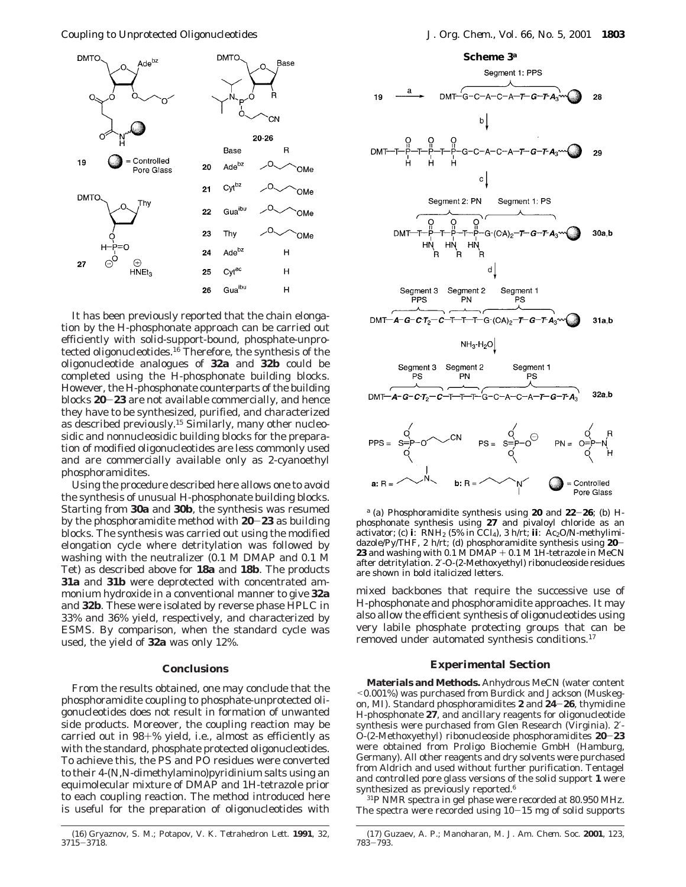It has been previously reported that the chain elongation by the H-phosphonate approach can be carried out efficiently with solid-support-bound, phosphate-unprotected oligonucleotides.[16] Therefore, the synthesis of the oligonucleotide analogues of **32a** and **32b** could be completed using the H-phosphonate building blocks. However, the H-phosphonate counterparts of the building blocks **20**–**23** are not available commercially, and hence they have to be synthesized, purified, and characterized as described previously.[15] Similarly, many other nucleosidic and nonnucleosidic building blocks for the preparation of modified oligonucleotides are less commonly used and are commercially available only as 2-cyanoethyl phosphoramidites.

Using the procedure described here allows one to avoid the synthesis of unusual H-phosphonate building blocks. Starting from **30a** and **30b**, the synthesis was resumed by the phosphoramidite method with **20**–**23** as building blocks. The synthesis was carried out using the modified elongation cycle where detritylation was followed by washing with the neutralizer (0.1 M DMAP and 0.1 M Tet) as described above for **18a** and **18b**. The products **31a** and **31b** were deprotected with concentrated ammonium hydroxide in a conventional manner to give **32a** and **32b**. These were isolated by reverse phase HPLC in 33% and 36% yield, respectively, and characterized by ESMS. By comparison, when the standard cycle was used, the yield of **32a** was only 12%.

**Scheme 3**[a]

[a] (a) Phosphoramidite synthesis using **20** and **22**–**26**; (b) H-phosphonate synthesis using **27** and pivaloyl chloride as an activator; (c) **i**: $RNH_2$ (5% in $CCl_4$), 3 h/rt; **ii**: $Ac_2O$/N-methylimidazole/Py/THF, 2 h/rt; (d) phosphoramidite synthesis using **20**–**23** and washing with 0.1 M DMAP + 0.1 M 1H-tetrazole in MeCN after detritylation. 2′-O-(2-Methoxyethyl) ribonucleoside residues are shown in bold italicized letters.

## Conclusions

From the results obtained, one may conclude that the phosphoramidite coupling to phosphate-unprotected oligonucleotides does not result in formation of unwanted side products. Moreover, the coupling reaction may be carried out in 98+% yield, i.e., almost as efficiently as with the standard, phosphate protected oligonucleotides. To achieve this, the PS and PO residues were converted to their 4-(N,N-dimethylamino)pyridinium salts using an equimolecular mixture of DMAP and 1H-tetrazole prior to each coupling reaction. The method introduced here is useful for the preparation of oligonucleotides with mixed backbones that require the successive use of H-phosphonate and phosphoramidite approaches. It may also allow the efficient synthesis of oligonucleotides using very labile phosphate protecting groups that can be removed under automated synthesis conditions.[17]

## Experimental Section

**Materials and Methods.** Anhydrous MeCN (water content <0.001%) was purchased from Burdick and Jackson (Muskegon, MI). Standard phosphoramidites **2** and **24**–**26**, thymidine H-phosphonate **27**, and ancillary reagents for oligonucleotide synthesis were purchased from Glen Research (Virginia). 2′-O-(2-Methoxyethyl) ribonucleoside phosphoramidites **20**–**23** were obtained from Proligo Biochemie GmbH (Hamburg, Germany). All other reagents and dry solvents were purchased from Aldrich and used without further purification. Tentagel and controlled pore glass versions of the solid support **1** were synthesized as previously reported.[6]

$^{31}P$ NMR spectra in gel phase were recorded at 80.950 MHz. The spectra were recorded using 10–15 mg of solid supports

(16) Gryaznov, S. M.; Potapov, V. K. *Tetrahedron Lett.* **1991**, 32, 3715–3718.

(17) Guzaev, A. P.; Manoharan, M. *J. Am. Chem. Soc.* **2001**, 123, 783–793.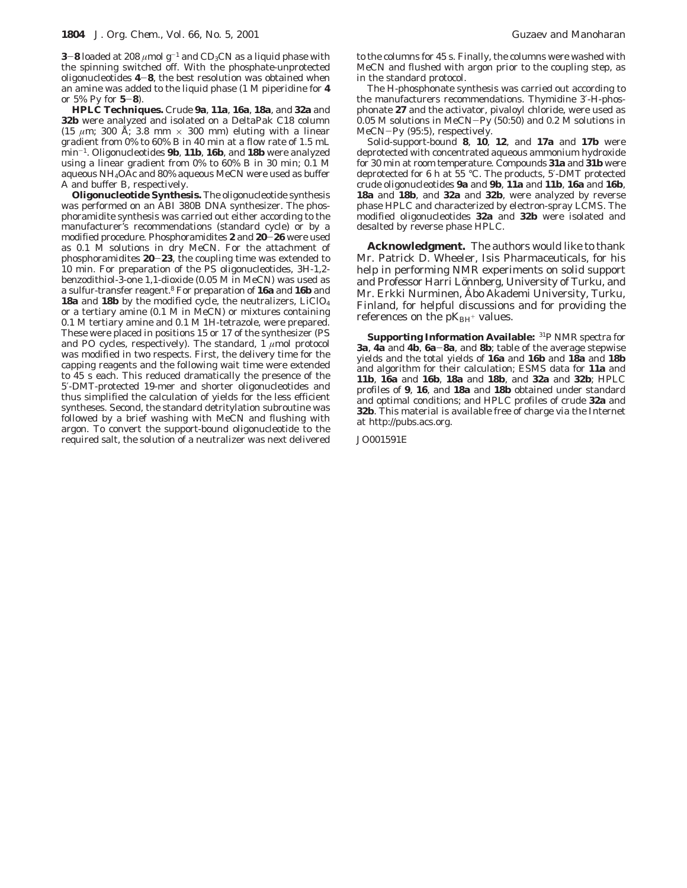**3**–**8** loaded at 208 μmol $g^{-1}$ and $CD_3CN$ as a liquid phase with the spinning switched off. With the phosphate-unprotected oligonucleotides **4**–**8**, the best resolution was obtained when an amine was added to the liquid phase (1 M piperidine for **4** or 5% Py for **5**–**8**).

**HPLC Techniques.** Crude **9a**, **11a**, **16a**, **18a**, and **32a** and **32b** were analyzed and isolated on a DeltaPak C18 column (15 μm; 300 Å; 3.8 mm × 300 mm) eluting with a linear gradient from 0% to 60% B in 40 min at a flow rate of 1.5 mL $min^{-1}$. Oligonucleotides **9b**, **11b**, **16b**, and **18b** were analyzed using a linear gradient from 0% to 60% B in 30 min; 0.1 M aqueous $NH_4OAc$ and 80% aqueous MeCN were used as buffer A and buffer B, respectively.

**Oligonucleotide Synthesis.** The oligonucleotide synthesis was performed on an ABI 380B DNA synthesizer. The phosphoramidite synthesis was carried out either according to the manufacturer's recommendations (standard cycle) or by a modified procedure. Phosphoramidites **2** and **20**–**26** were used as 0.1 M solutions in dry MeCN. For the attachment of phosphoramidites **20**–**23**, the coupling time was extended to 10 min. For preparation of the PS oligonucleotides, 3H-1,2-benzodithiol-3-one 1,1-dioxide (0.05 M in MeCN) was used as a sulfur-transfer reagent.[8] For preparation of **16a** and **16b** and **18a** and **18b** by the modified cycle, the neutralizers, $LiClO_4$ or a tertiary amine (0.1 M in MeCN) or mixtures containing 0.1 M tertiary amine and 0.1 M 1H-tetrazole, were prepared. These were placed in positions 15 or 17 of the synthesizer (PS and PO cycles, respectively). The standard, 1 μmol protocol was modified in two respects. First, the delivery time for the capping reagents and the following wait time were extended to 45 s each. This reduced dramatically the presence of the 5′-DMT-protected 19-mer and shorter oligonucleotides and thus simplified the calculation of yields for the less efficient syntheses. Second, the standard detritylation subroutine was followed by a brief washing with MeCN and flushing with argon. To convert the support-bound oligonucleotide to the required salt, the solution of a neutralizer was next delivered to the columns for 45 s. Finally, the columns were washed with MeCN and flushed with argon prior to the coupling step, as in the standard protocol.

The H-phosphonate synthesis was carried out according to the manufacturers recommendations. Thymidine 3′-H-phosphonate **27** and the activator, pivaloyl chloride, were used as 0.05 M solutions in MeCN–Py (50:50) and 0.2 M solutions in MeCN–Py (95:5), respectively.

Solid-support-bound **8**, **10**, **12**, and **17a** and **17b** were deprotected with concentrated aqueous ammonium hydroxide for 30 min at room temperature. Compounds **31a** and **31b** were deprotected for 6 h at 55 °C. The products, 5′-DMT protected crude oligonucleotides **9a** and **9b**, **11a** and **11b**, **16a** and **16b**, **18a** and **18b**, and **32a** and **32b**, were analyzed by reverse phase HPLC and characterized by electron-spray LCMS. The modified oligonucleotides **32a** and **32b** were isolated and desalted by reverse phase HPLC.

## Acknowledgment.

The authors would like to thank Mr. Patrick D. Wheeler, Isis Pharmaceuticals, for his help in performing NMR experiments on solid support and Professor Harri Lönnberg, University of Turku, and Mr. Erkki Nurminen, Åbo Akademi University, Turku, Finland, for helpful discussions and for providing the references on the $pK_{BH^+}$ values.

**Supporting Information Available:** $^{31}P$ NMR spectra for **3a**, **4a** and **4b**, **6a**–**8a**, and **8b**; table of the average stepwise yields and the total yields of **16a** and **16b** and **18a** and **18b** and algorithm for their calculation; ESMS data for **11a** and **11b**, **16a** and **16b**, **18a** and **18b**, and **32a** and **32b**; HPLC profiles of **9**, **16**, and **18a** and **18b** obtained under standard and optimal conditions; and HPLC profiles of crude **32a** and **32b**. This material is available free of charge via the Internet at http://pubs.acs.org.

JO001591E